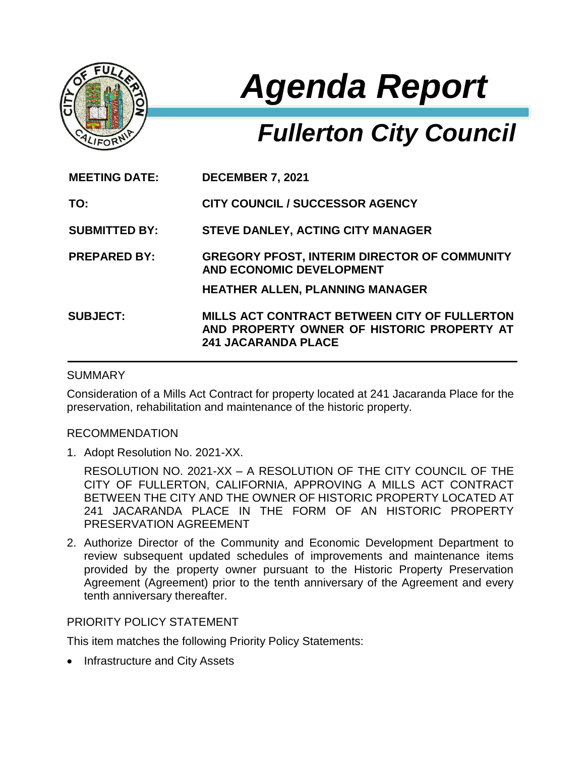# *Agenda Report*

## *Fullerton City Council*

| | |
|---|---|
| **MEETING DATE:** | **DECEMBER 7, 2021** |
| **TO:** | **CITY COUNCIL / SUCCESSOR AGENCY** |
| **SUBMITTED BY:** | **STEVE DANLEY, ACTING CITY MANAGER** |
| **PREPARED BY:** | **GREGORY PFOST, INTERIM DIRECTOR OF COMMUNITY AND ECONOMIC DEVELOPMENT**<br>**HEATHER ALLEN, PLANNING MANAGER** |
| **SUBJECT:** | **MILLS ACT CONTRACT BETWEEN CITY OF FULLERTON AND PROPERTY OWNER OF HISTORIC PROPERTY AT 241 JACARANDA PLACE** |

---

SUMMARY

Consideration of a Mills Act Contract for property located at 241 Jacaranda Place for the preservation, rehabilitation and maintenance of the historic property.

RECOMMENDATION

1. Adopt Resolution No. 2021-XX.

   RESOLUTION NO. 2021-XX – A RESOLUTION OF THE CITY COUNCIL OF THE CITY OF FULLERTON, CALIFORNIA, APPROVING A MILLS ACT CONTRACT BETWEEN THE CITY AND THE OWNER OF HISTORIC PROPERTY LOCATED AT 241 JACARANDA PLACE IN THE FORM OF AN HISTORIC PROPERTY PRESERVATION AGREEMENT

2. Authorize Director of the Community and Economic Development Department to review subsequent updated schedules of improvements and maintenance items provided by the property owner pursuant to the Historic Property Preservation Agreement (Agreement) prior to the tenth anniversary of the Agreement and every tenth anniversary thereafter.

PRIORITY POLICY STATEMENT

This item matches the following Priority Policy Statements:

- Infrastructure and City Assets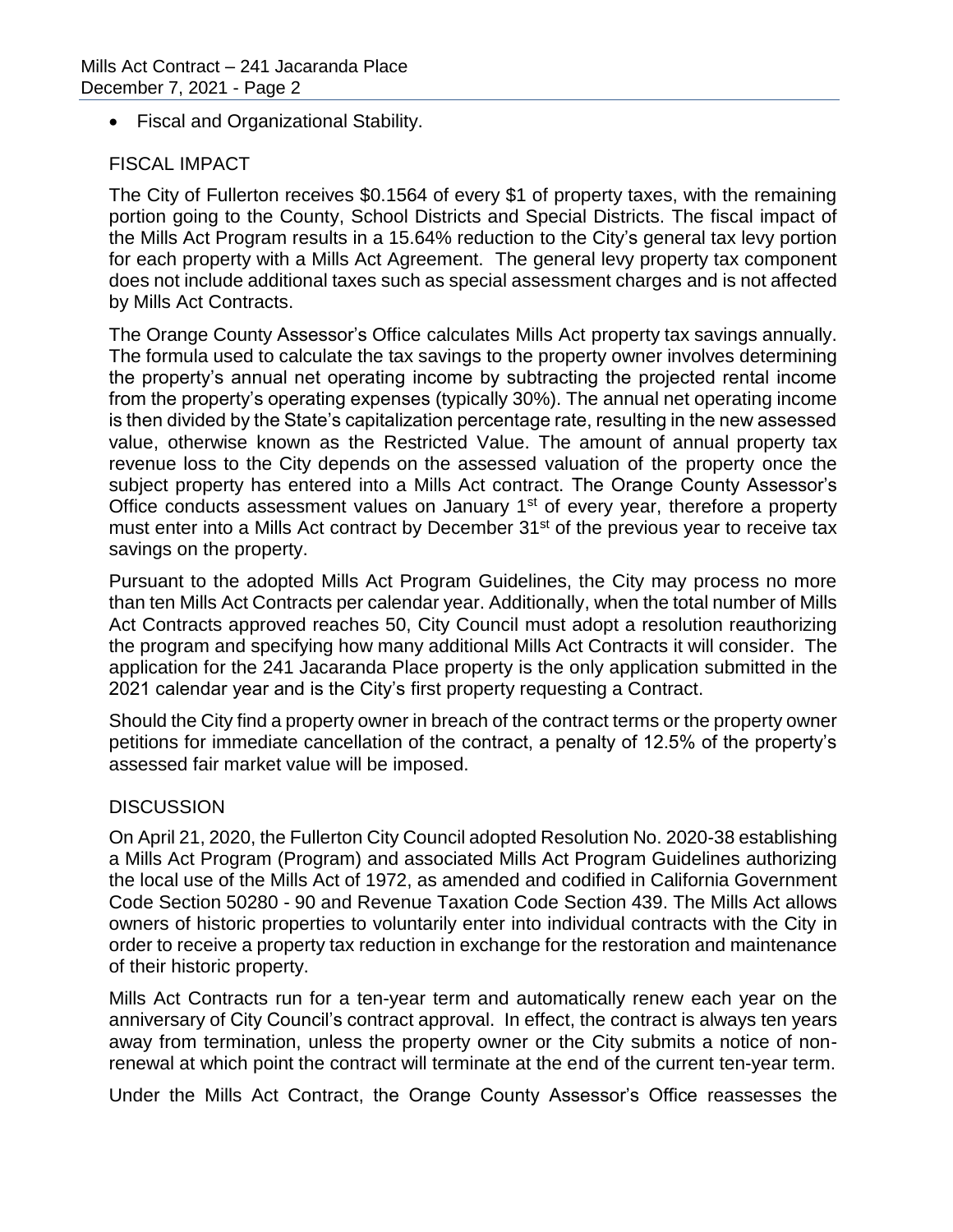- Fiscal and Organizational Stability.

## FISCAL IMPACT

The City of Fullerton receives \$0.1564 of every \$1 of property taxes, with the remaining portion going to the County, School Districts and Special Districts. The fiscal impact of the Mills Act Program results in a 15.64% reduction to the City's general tax levy portion for each property with a Mills Act Agreement. The general levy property tax component does not include additional taxes such as special assessment charges and is not affected by Mills Act Contracts.

The Orange County Assessor's Office calculates Mills Act property tax savings annually. The formula used to calculate the tax savings to the property owner involves determining the property's annual net operating income by subtracting the projected rental income from the property's operating expenses (typically 30%). The annual net operating income is then divided by the State's capitalization percentage rate, resulting in the new assessed value, otherwise known as the Restricted Value. The amount of annual property tax revenue loss to the City depends on the assessed valuation of the property once the subject property has entered into a Mills Act contract. The Orange County Assessor's Office conducts assessment values on January 1st of every year, therefore a property must enter into a Mills Act contract by December 31st of the previous year to receive tax savings on the property.

Pursuant to the adopted Mills Act Program Guidelines, the City may process no more than ten Mills Act Contracts per calendar year. Additionally, when the total number of Mills Act Contracts approved reaches 50, City Council must adopt a resolution reauthorizing the program and specifying how many additional Mills Act Contracts it will consider. The application for the 241 Jacaranda Place property is the only application submitted in the 2021 calendar year and is the City's first property requesting a Contract.

Should the City find a property owner in breach of the contract terms or the property owner petitions for immediate cancellation of the contract, a penalty of 12.5% of the property's assessed fair market value will be imposed.

## DISCUSSION

On April 21, 2020, the Fullerton City Council adopted Resolution No. 2020-38 establishing a Mills Act Program (Program) and associated Mills Act Program Guidelines authorizing the local use of the Mills Act of 1972, as amended and codified in California Government Code Section 50280 - 90 and Revenue Taxation Code Section 439. The Mills Act allows owners of historic properties to voluntarily enter into individual contracts with the City in order to receive a property tax reduction in exchange for the restoration and maintenance of their historic property.

Mills Act Contracts run for a ten-year term and automatically renew each year on the anniversary of City Council's contract approval. In effect, the contract is always ten years away from termination, unless the property owner or the City submits a notice of non-renewal at which point the contract will terminate at the end of the current ten-year term.

Under the Mills Act Contract, the Orange County Assessor's Office reassesses the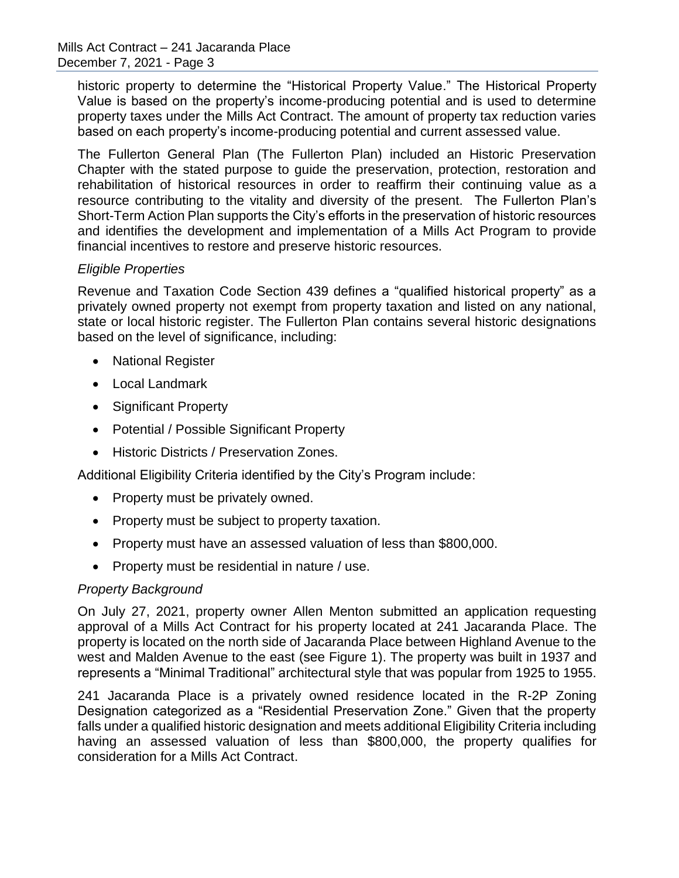historic property to determine the “Historical Property Value.” The Historical Property Value is based on the property’s income-producing potential and is used to determine property taxes under the Mills Act Contract. The amount of property tax reduction varies based on each property’s income-producing potential and current assessed value.

The Fullerton General Plan (The Fullerton Plan) included an Historic Preservation Chapter with the stated purpose to guide the preservation, protection, restoration and rehabilitation of historical resources in order to reaffirm their continuing value as a resource contributing to the vitality and diversity of the present. The Fullerton Plan’s Short-Term Action Plan supports the City’s efforts in the preservation of historic resources and identifies the development and implementation of a Mills Act Program to provide financial incentives to restore and preserve historic resources.

*Eligible Properties*

Revenue and Taxation Code Section 439 defines a “qualified historical property” as a privately owned property not exempt from property taxation and listed on any national, state or local historic register. The Fullerton Plan contains several historic designations based on the level of significance, including:

- National Register
- Local Landmark
- Significant Property
- Potential / Possible Significant Property
- Historic Districts / Preservation Zones.

Additional Eligibility Criteria identified by the City’s Program include:

- Property must be privately owned.
- Property must be subject to property taxation.
- Property must have an assessed valuation of less than $800,000.
- Property must be residential in nature / use.

*Property Background*

On July 27, 2021, property owner Allen Menton submitted an application requesting approval of a Mills Act Contract for his property located at 241 Jacaranda Place. The property is located on the north side of Jacaranda Place between Highland Avenue to the west and Malden Avenue to the east (see Figure 1). The property was built in 1937 and represents a “Minimal Traditional” architectural style that was popular from 1925 to 1955.

241 Jacaranda Place is a privately owned residence located in the R-2P Zoning Designation categorized as a “Residential Preservation Zone.” Given that the property falls under a qualified historic designation and meets additional Eligibility Criteria including having an assessed valuation of less than $800,000, the property qualifies for consideration for a Mills Act Contract.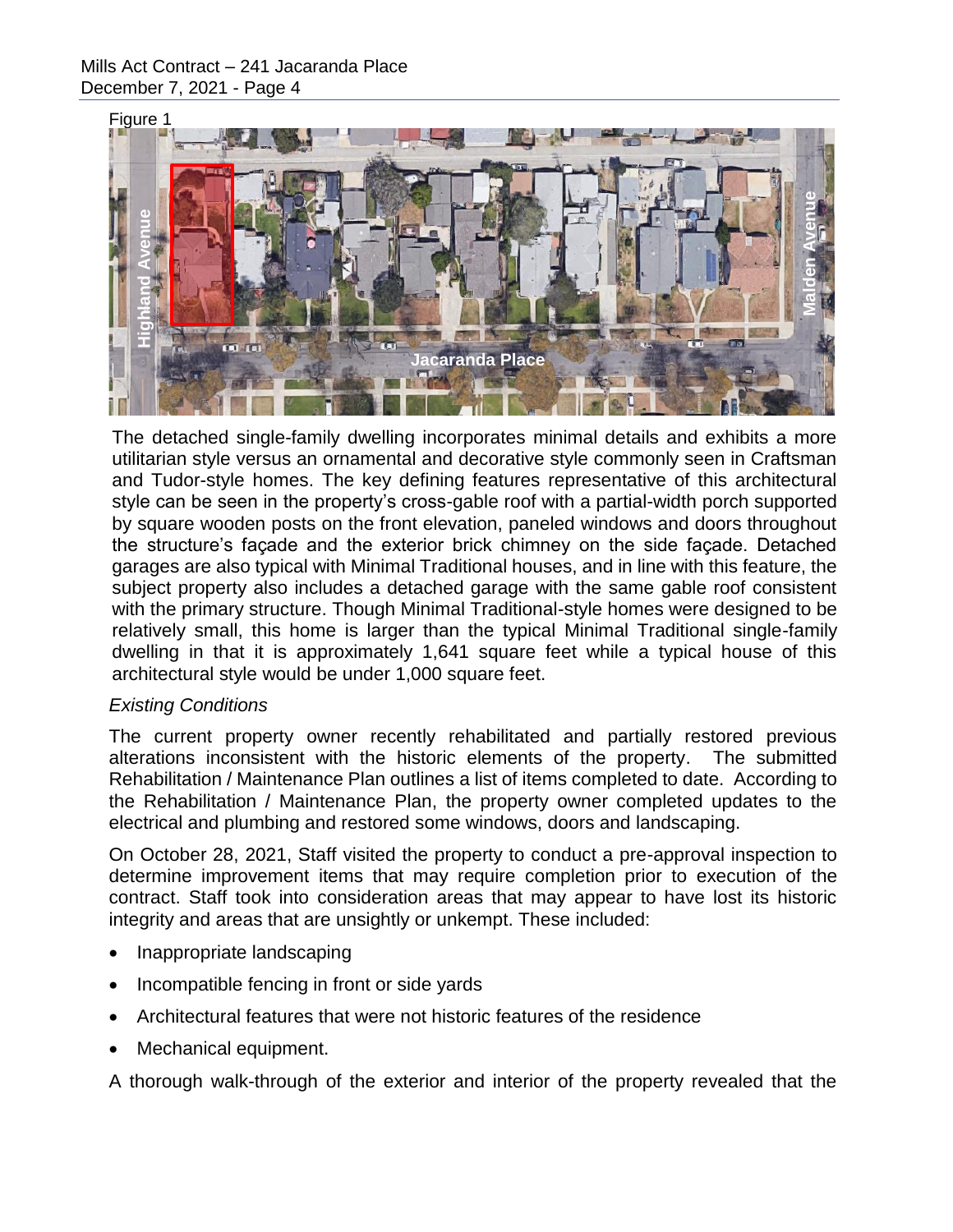Figure 1

The detached single-family dwelling incorporates minimal details and exhibits a more utilitarian style versus an ornamental and decorative style commonly seen in Craftsman and Tudor-style homes. The key defining features representative of this architectural style can be seen in the property's cross-gable roof with a partial-width porch supported by square wooden posts on the front elevation, paneled windows and doors throughout the structure's façade and the exterior brick chimney on the side façade. Detached garages are also typical with Minimal Traditional houses, and in line with this feature, the subject property also includes a detached garage with the same gable roof consistent with the primary structure. Though Minimal Traditional-style homes were designed to be relatively small, this home is larger than the typical Minimal Traditional single-family dwelling in that it is approximately 1,641 square feet while a typical house of this architectural style would be under 1,000 square feet.

*Existing Conditions*

The current property owner recently rehabilitated and partially restored previous alterations inconsistent with the historic elements of the property. The submitted Rehabilitation / Maintenance Plan outlines a list of items completed to date. According to the Rehabilitation / Maintenance Plan, the property owner completed updates to the electrical and plumbing and restored some windows, doors and landscaping.

On October 28, 2021, Staff visited the property to conduct a pre-approval inspection to determine improvement items that may require completion prior to execution of the contract. Staff took into consideration areas that may appear to have lost its historic integrity and areas that are unsightly or unkempt. These included:

- Inappropriate landscaping
- Incompatible fencing in front or side yards
- Architectural features that were not historic features of the residence
- Mechanical equipment.

A thorough walk-through of the exterior and interior of the property revealed that the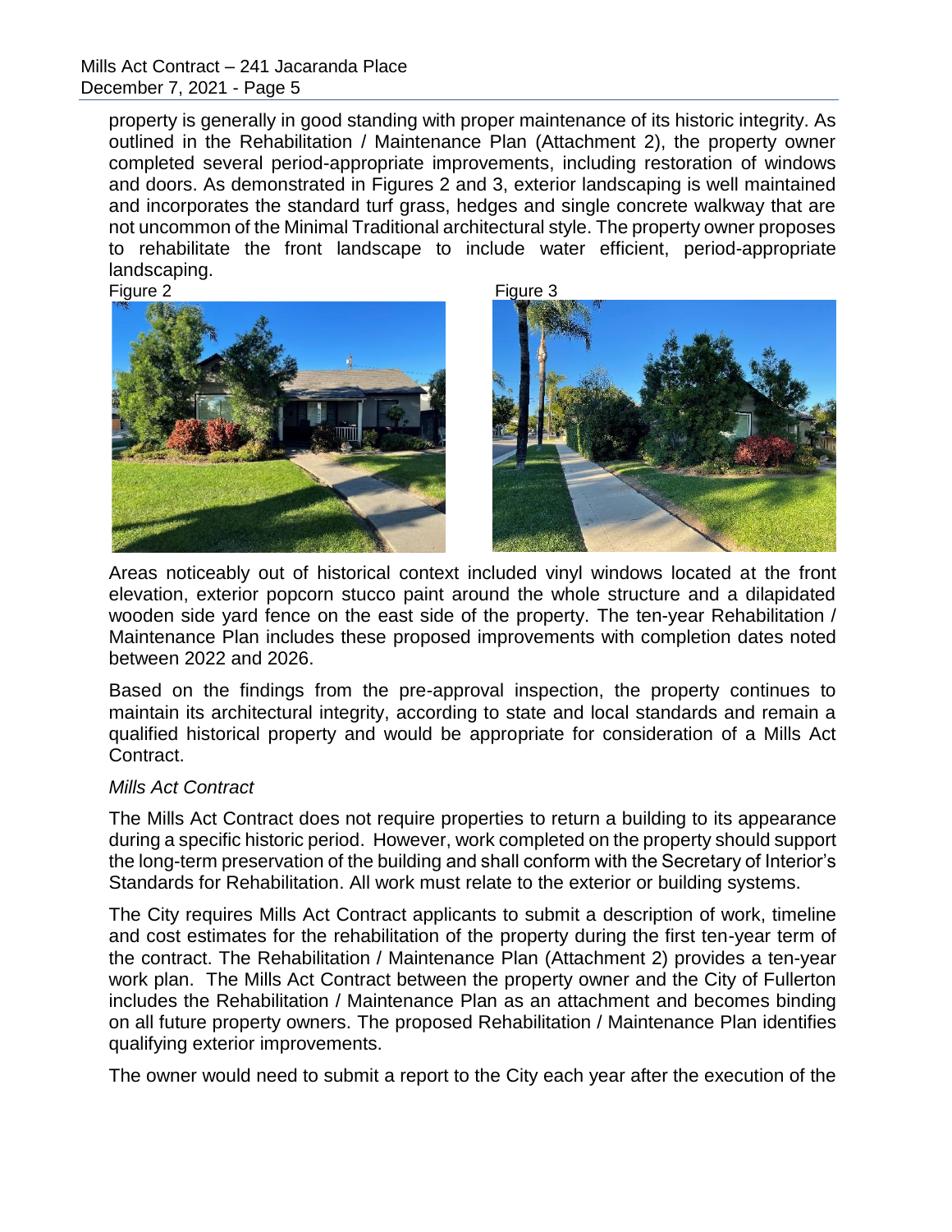property is generally in good standing with proper maintenance of its historic integrity. As outlined in the Rehabilitation / Maintenance Plan (Attachment 2), the property owner completed several period-appropriate improvements, including restoration of windows and doors. As demonstrated in Figures 2 and 3, exterior landscaping is well maintained and incorporates the standard turf grass, hedges and single concrete walkway that are not uncommon of the Minimal Traditional architectural style. The property owner proposes to rehabilitate the front landscape to include water efficient, period-appropriate landscaping.

Figure 2

Figure 3

Areas noticeably out of historical context included vinyl windows located at the front elevation, exterior popcorn stucco paint around the whole structure and a dilapidated wooden side yard fence on the east side of the property. The ten-year Rehabilitation / Maintenance Plan includes these proposed improvements with completion dates noted between 2022 and 2026.

Based on the findings from the pre-approval inspection, the property continues to maintain its architectural integrity, according to state and local standards and remain a qualified historical property and would be appropriate for consideration of a Mills Act Contract.

*Mills Act Contract*

The Mills Act Contract does not require properties to return a building to its appearance during a specific historic period. However, work completed on the property should support the long-term preservation of the building and shall conform with the Secretary of Interior's Standards for Rehabilitation. All work must relate to the exterior or building systems.

The City requires Mills Act Contract applicants to submit a description of work, timeline and cost estimates for the rehabilitation of the property during the first ten-year term of the contract. The Rehabilitation / Maintenance Plan (Attachment 2) provides a ten-year work plan. The Mills Act Contract between the property owner and the City of Fullerton includes the Rehabilitation / Maintenance Plan as an attachment and becomes binding on all future property owners. The proposed Rehabilitation / Maintenance Plan identifies qualifying exterior improvements.

The owner would need to submit a report to the City each year after the execution of the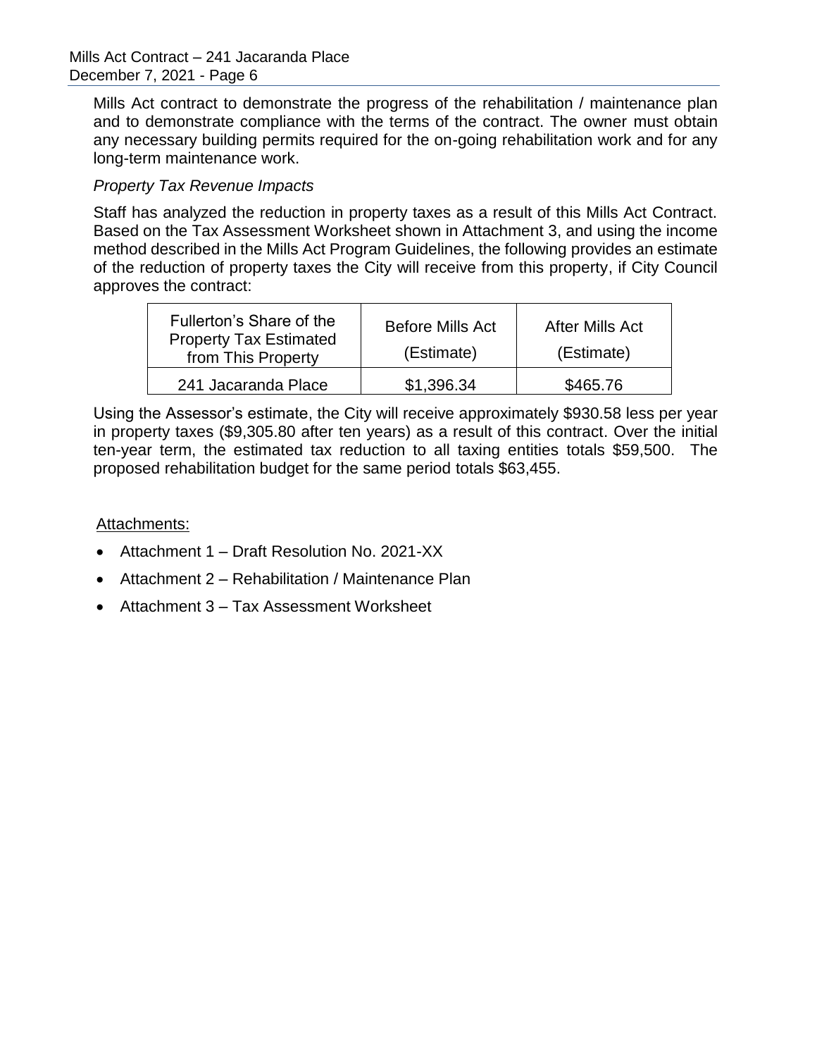Mills Act contract to demonstrate the progress of the rehabilitation / maintenance plan and to demonstrate compliance with the terms of the contract. The owner must obtain any necessary building permits required for the on-going rehabilitation work and for any long-term maintenance work.

*Property Tax Revenue Impacts*

Staff has analyzed the reduction in property taxes as a result of this Mills Act Contract. Based on the Tax Assessment Worksheet shown in Attachment 3, and using the income method described in the Mills Act Program Guidelines, the following provides an estimate of the reduction of property taxes the City will receive from this property, if City Council approves the contract:

| Fullerton's Share of the Property Tax Estimated from This Property | Before Mills Act (Estimate) | After Mills Act (Estimate) |
|---|---|---|
| 241 Jacaranda Place | $1,396.34 | $465.76 |

Using the Assessor's estimate, the City will receive approximately $930.58 less per year in property taxes ($9,305.80 after ten years) as a result of this contract. Over the initial ten-year term, the estimated tax reduction to all taxing entities totals $59,500. The proposed rehabilitation budget for the same period totals $63,455.

Attachments:

- Attachment 1 – Draft Resolution No. 2021-XX
- Attachment 2 – Rehabilitation / Maintenance Plan
- Attachment 3 – Tax Assessment Worksheet